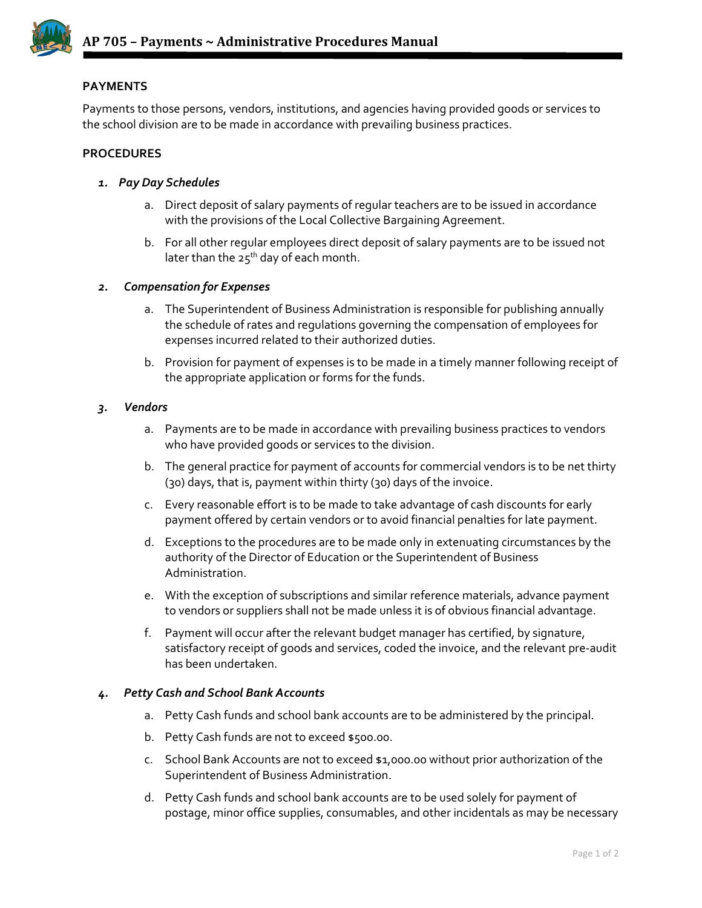# AP 705 – Payments ~ Administrative Procedures Manual

## PAYMENTS

Payments to those persons, vendors, institutions, and agencies having provided goods or services to the school division are to be made in accordance with prevailing business practices.

## PROCEDURES

### 1. *Pay Day Schedules*

a. Direct deposit of salary payments of regular teachers are to be issued in accordance with the provisions of the Local Collective Bargaining Agreement.

b. For all other regular employees direct deposit of salary payments are to be issued not later than the 25th day of each month.

### 2. *Compensation for Expenses*

a. The Superintendent of Business Administration is responsible for publishing annually the schedule of rates and regulations governing the compensation of employees for expenses incurred related to their authorized duties.

b. Provision for payment of expenses is to be made in a timely manner following receipt of the appropriate application or forms for the funds.

### 3. *Vendors*

a. Payments are to be made in accordance with prevailing business practices to vendors who have provided goods or services to the division.

b. The general practice for payment of accounts for commercial vendors is to be net thirty (30) days, that is, payment within thirty (30) days of the invoice.

c. Every reasonable effort is to be made to take advantage of cash discounts for early payment offered by certain vendors or to avoid financial penalties for late payment.

d. Exceptions to the procedures are to be made only in extenuating circumstances by the authority of the Director of Education or the Superintendent of Business Administration.

e. With the exception of subscriptions and similar reference materials, advance payment to vendors or suppliers shall not be made unless it is of obvious financial advantage.

f. Payment will occur after the relevant budget manager has certified, by signature, satisfactory receipt of goods and services, coded the invoice, and the relevant pre-audit has been undertaken.

### 4. *Petty Cash and School Bank Accounts*

a. Petty Cash funds and school bank accounts are to be administered by the principal.

b. Petty Cash funds are not to exceed $500.00.

c. School Bank Accounts are not to exceed $1,000.00 without prior authorization of the Superintendent of Business Administration.

d. Petty Cash funds and school bank accounts are to be used solely for payment of postage, minor office supplies, consumables, and other incidentals as may be necessary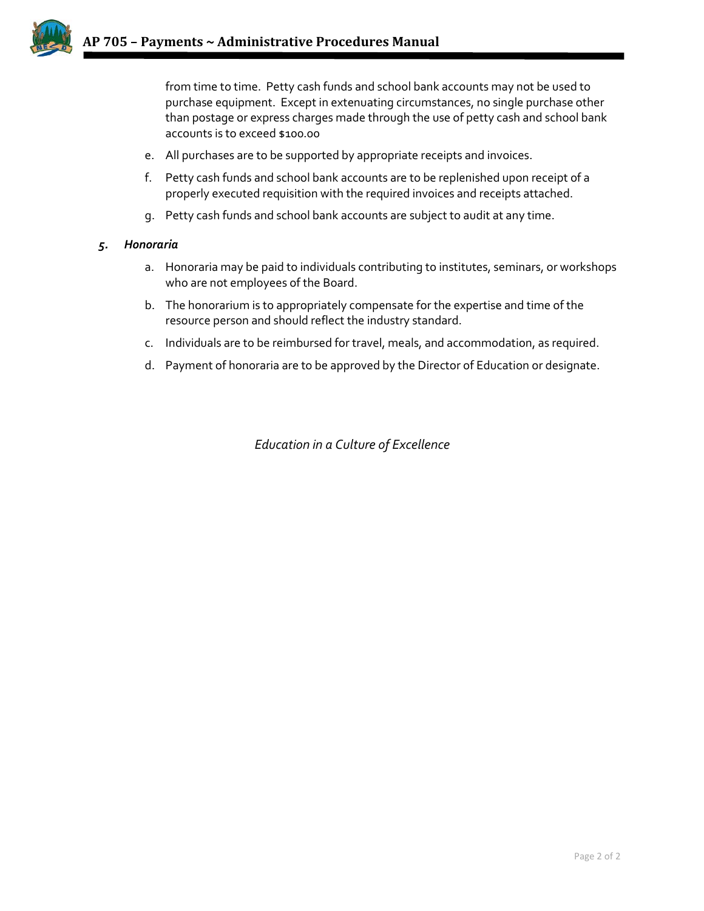from time to time. Petty cash funds and school bank accounts may not be used to purchase equipment. Except in extenuating circumstances, no single purchase other than postage or express charges made through the use of petty cash and school bank accounts is to exceed $100.00

e. All purchases are to be supported by appropriate receipts and invoices.

f. Petty cash funds and school bank accounts are to be replenished upon receipt of a properly executed requisition with the required invoices and receipts attached.

g. Petty cash funds and school bank accounts are subject to audit at any time.

### *5. Honoraria*

a. Honoraria may be paid to individuals contributing to institutes, seminars, or workshops who are not employees of the Board.

b. The honorarium is to appropriately compensate for the expertise and time of the resource person and should reflect the industry standard.

c. Individuals are to be reimbursed for travel, meals, and accommodation, as required.

d. Payment of honoraria are to be approved by the Director of Education or designate.

*Education in a Culture of Excellence*